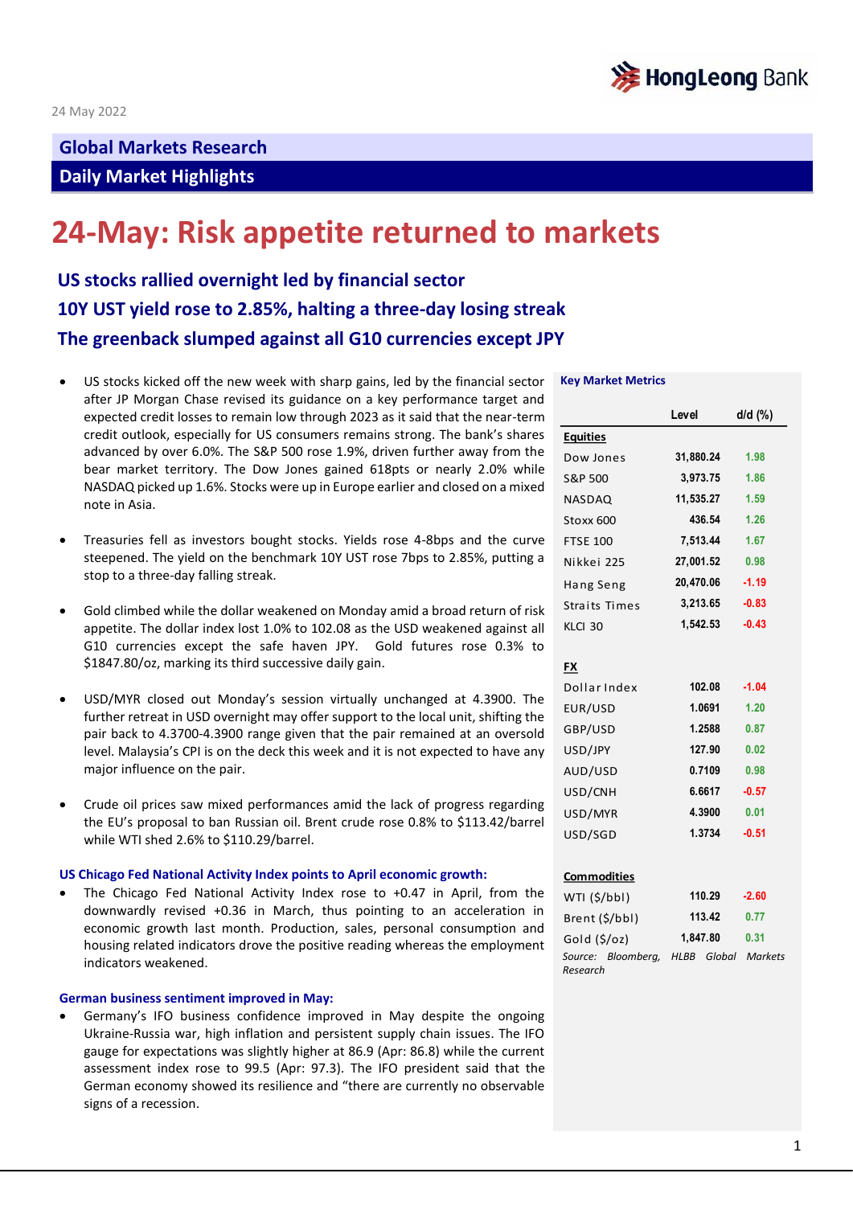24 May 2022

**Global Markets Research**

**Daily Market Highlights**

# 24-May: Risk appetite returned to markets

### US stocks rallied overnight led by financial sector
### 10Y UST yield rose to 2.85%, halting a three-day losing streak
### The greenback slumped against all G10 currencies except JPY

- US stocks kicked off the new week with sharp gains, led by the financial sector after JP Morgan Chase revised its guidance on a key performance target and expected credit losses to remain low through 2023 as it said that the near-term credit outlook, especially for US consumers remains strong. The bank's shares advanced by over 6.0%. The S&P 500 rose 1.9%, driven further away from the bear market territory. The Dow Jones gained 618pts or nearly 2.0% while NASDAQ picked up 1.6%. Stocks were up in Europe earlier and closed on a mixed note in Asia.

- Treasuries fell as investors bought stocks. Yields rose 4-8bps and the curve steepened. The yield on the benchmark 10Y UST rose 7bps to 2.85%, putting a stop to a three-day falling streak.

- Gold climbed while the dollar weakened on Monday amid a broad return of risk appetite. The dollar index lost 1.0% to 102.08 as the USD weakened against all G10 currencies except the safe haven JPY. Gold futures rose 0.3% to $1847.80/oz, marking its third successive daily gain.

- USD/MYR closed out Monday's session virtually unchanged at 4.3900. The further retreat in USD overnight may offer support to the local unit, shifting the pair back to 4.3700-4.3900 range given that the pair remained at an oversold level. Malaysia's CPI is on the deck this week and it is not expected to have any major influence on the pair.

- Crude oil prices saw mixed performances amid the lack of progress regarding the EU's proposal to ban Russian oil. Brent crude rose 0.8% to $113.42/barrel while WTI shed 2.6% to $110.29/barrel.

**US Chicago Fed National Activity Index points to April economic growth:**

- The Chicago Fed National Activity Index rose to +0.47 in April, from the downwardly revised +0.36 in March, thus pointing to an acceleration in economic growth last month. Production, sales, personal consumption and housing related indicators drove the positive reading whereas the employment indicators weakened.

**German business sentiment improved in May:**

- Germany's IFO business confidence improved in May despite the ongoing Ukraine-Russia war, high inflation and persistent supply chain issues. The IFO gauge for expectations was slightly higher at 86.9 (Apr: 86.8) while the current assessment index rose to 99.5 (Apr: 97.3). The IFO president said that the German economy showed its resilience and "there are currently no observable signs of a recession.

**Key Market Metrics**

| | Level | d/d (%) |
|---|---|---|
| **Equities** | | |
| Dow Jones | 31,880.24 | 1.98 |
| S&P 500 | 3,973.75 | 1.86 |
| NASDAQ | 11,535.27 | 1.59 |
| Stoxx 600 | 436.54 | 1.26 |
| FTSE 100 | 7,513.44 | 1.67 |
| Nikkei 225 | 27,001.52 | 0.98 |
| Hang Seng | 20,470.06 | -1.19 |
| Straits Times | 3,213.65 | -0.83 |
| KLCI 30 | 1,542.53 | -0.43 |
| **FX** | | |
| Dollar Index | 102.08 | -1.04 |
| EUR/USD | 1.0691 | 1.20 |
| GBP/USD | 1.2588 | 0.87 |
| USD/JPY | 127.90 | 0.02 |
| AUD/USD | 0.7109 | 0.98 |
| USD/CNH | 6.6617 | -0.57 |
| USD/MYR | 4.3900 | 0.01 |
| USD/SGD | 1.3734 | -0.51 |
| **Commodities** | | |
| WTI ($/bbl) | 110.29 | -2.60 |
| Brent ($/bbl) | 113.42 | 0.77 |
| Gold ($/oz) | 1,847.80 | 0.31 |

*Source: Bloomberg, HLBB Global Markets Research*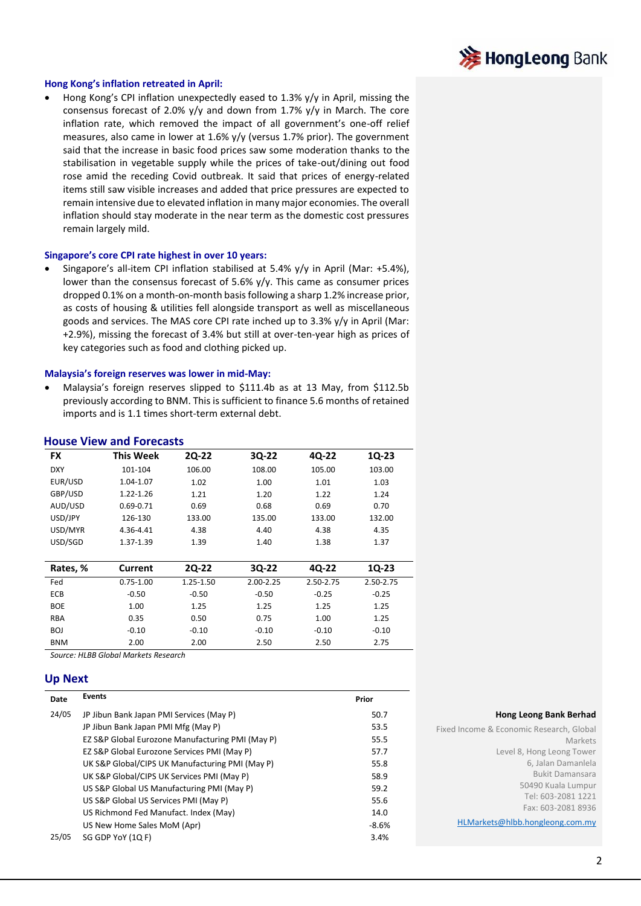### Hong Kong's inflation retreated in April:

- Hong Kong's CPI inflation unexpectedly eased to 1.3% y/y in April, missing the consensus forecast of 2.0% y/y and down from 1.7% y/y in March. The core inflation rate, which removed the impact of all government's one-off relief measures, also came in lower at 1.6% y/y (versus 1.7% prior). The government said that the increase in basic food prices saw some moderation thanks to the stabilisation in vegetable supply while the prices of take-out/dining out food rose amid the receding Covid outbreak. It said that prices of energy-related items still saw visible increases and added that price pressures are expected to remain intensive due to elevated inflation in many major economies. The overall inflation should stay moderate in the near term as the domestic cost pressures remain largely mild.

### Singapore's core CPI rate highest in over 10 years:

- Singapore's all-item CPI inflation stabilised at 5.4% y/y in April (Mar: +5.4%), lower than the consensus forecast of 5.6% y/y. This came as consumer prices dropped 0.1% on a month-on-month basis following a sharp 1.2% increase prior, as costs of housing & utilities fell alongside transport as well as miscellaneous goods and services. The MAS core CPI rate inched up to 3.3% y/y in April (Mar: +2.9%), missing the forecast of 3.4% but still at over-ten-year high as prices of key categories such as food and clothing picked up.

### Malaysia's foreign reserves was lower in mid-May:

- Malaysia's foreign reserves slipped to $111.4b as at 13 May, from $112.5b previously according to BNM. This is sufficient to finance 5.6 months of retained imports and is 1.1 times short-term external debt.

## House View and Forecasts

| FX | This Week | 2Q-22 | 3Q-22 | 4Q-22 | 1Q-23 |
|---|---|---|---|---|---|
| DXY | 101-104 | 106.00 | 108.00 | 105.00 | 103.00 |
| EUR/USD | 1.04-1.07 | 1.02 | 1.00 | 1.01 | 1.03 |
| GBP/USD | 1.22-1.26 | 1.21 | 1.20 | 1.22 | 1.24 |
| AUD/USD | 0.69-0.71 | 0.69 | 0.68 | 0.69 | 0.70 |
| USD/JPY | 126-130 | 133.00 | 135.00 | 133.00 | 132.00 |
| USD/MYR | 4.36-4.41 | 4.38 | 4.40 | 4.38 | 4.35 |
| USD/SGD | 1.37-1.39 | 1.39 | 1.40 | 1.38 | 1.37 |

| Rates, % | Current | 2Q-22 | 3Q-22 | 4Q-22 | 1Q-23 |
|---|---|---|---|---|---|
| Fed | 0.75-1.00 | 1.25-1.50 | 2.00-2.25 | 2.50-2.75 | 2.50-2.75 |
| ECB | -0.50 | -0.50 | -0.50 | -0.25 | -0.25 |
| BOE | 1.00 | 1.25 | 1.25 | 1.25 | 1.25 |
| RBA | 0.35 | 0.50 | 0.75 | 1.00 | 1.25 |
| BOJ | -0.10 | -0.10 | -0.10 | -0.10 | -0.10 |
| BNM | 2.00 | 2.00 | 2.50 | 2.50 | 2.75 |

*Source: HLBB Global Markets Research*

## Up Next

| Date | Events | Prior |
|---|---|---|
| 24/05 | JP Jibun Bank Japan PMI Services (May P) | 50.7 |
| | JP Jibun Bank Japan PMI Mfg (May P) | 53.5 |
| | EZ S&P Global Eurozone Manufacturing PMI (May P) | 55.5 |
| | EZ S&P Global Eurozone Services PMI (May P) | 57.7 |
| | UK S&P Global/CIPS UK Manufacturing PMI (May P) | 55.8 |
| | UK S&P Global/CIPS UK Services PMI (May P) | 58.9 |
| | US S&P Global US Manufacturing PMI (May P) | 59.2 |
| | US S&P Global US Services PMI (May P) | 55.6 |
| | US Richmond Fed Manufact. Index (May) | 14.0 |
| | US New Home Sales MoM (Apr) | -8.6% |
| 25/05 | SG GDP YoY (1Q F) | 3.4% |

**Hong Leong Bank Berhad**

Fixed Income & Economic Research, Global Markets
Level 8, Hong Leong Tower
6, Jalan Damanlela
Bukit Damansara
50490 Kuala Lumpur
Tel: 603-2081 1221
Fax: 603-2081 8936
HLMarkets@hlbb.hongleong.com.my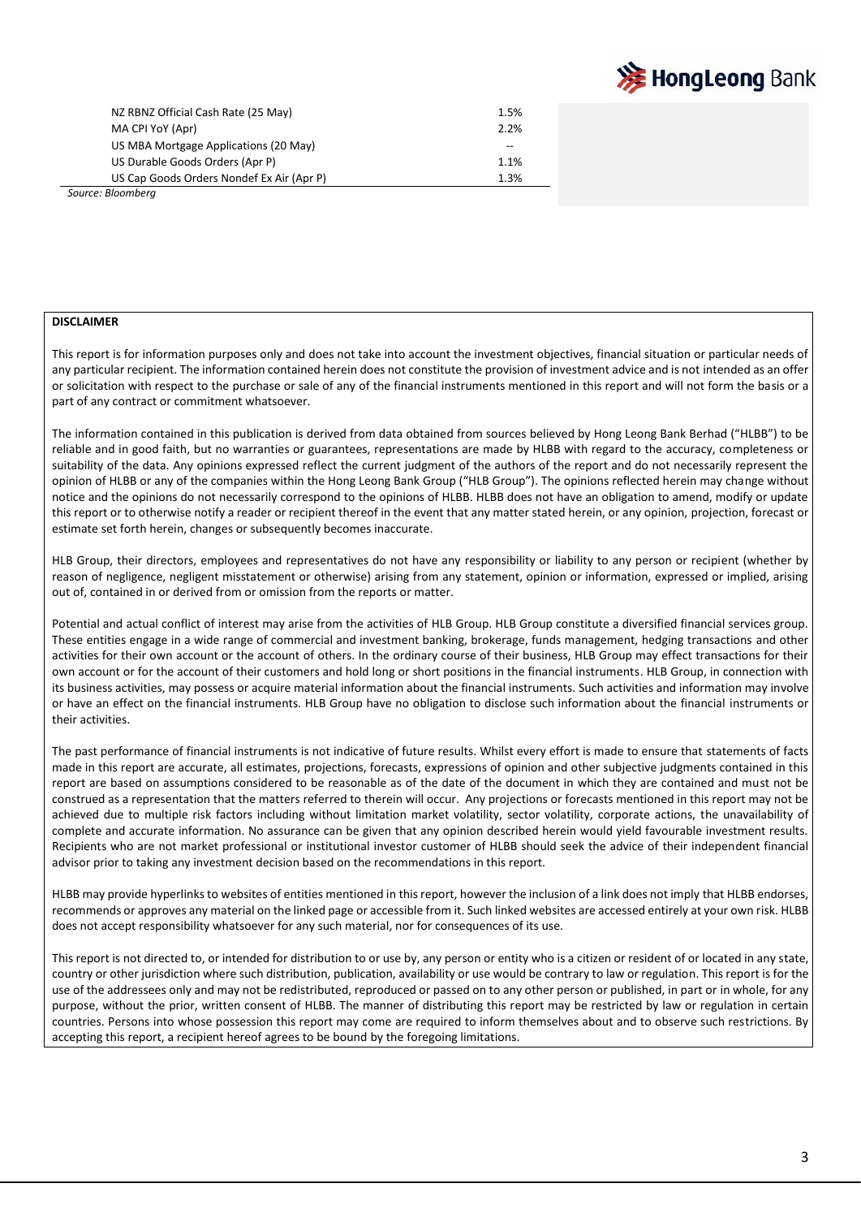| | |
|---|---|
| NZ RBNZ Official Cash Rate (25 May) | 1.5% |
| MA CPI YoY (Apr) | 2.2% |
| US MBA Mortgage Applications (20 May) | -- |
| US Durable Goods Orders (Apr P) | 1.1% |
| US Cap Goods Orders Nondef Ex Air (Apr P) | 1.3% |

*Source: Bloomberg*

**DISCLAIMER**

This report is for information purposes only and does not take into account the investment objectives, financial situation or particular needs of any particular recipient. The information contained herein does not constitute the provision of investment advice and is not intended as an offer or solicitation with respect to the purchase or sale of any of the financial instruments mentioned in this report and will not form the basis or a part of any contract or commitment whatsoever.

The information contained in this publication is derived from data obtained from sources believed by Hong Leong Bank Berhad ("HLBB") to be reliable and in good faith, but no warranties or guarantees, representations are made by HLBB with regard to the accuracy, completeness or suitability of the data. Any opinions expressed reflect the current judgment of the authors of the report and do not necessarily represent the opinion of HLBB or any of the companies within the Hong Leong Bank Group ("HLB Group"). The opinions reflected herein may change without notice and the opinions do not necessarily correspond to the opinions of HLBB. HLBB does not have an obligation to amend, modify or update this report or to otherwise notify a reader or recipient thereof in the event that any matter stated herein, or any opinion, projection, forecast or estimate set forth herein, changes or subsequently becomes inaccurate.

HLB Group, their directors, employees and representatives do not have any responsibility or liability to any person or recipient (whether by reason of negligence, negligent misstatement or otherwise) arising from any statement, opinion or information, expressed or implied, arising out of, contained in or derived from or omission from the reports or matter.

Potential and actual conflict of interest may arise from the activities of HLB Group. HLB Group constitute a diversified financial services group. These entities engage in a wide range of commercial and investment banking, brokerage, funds management, hedging transactions and other activities for their own account or the account of others. In the ordinary course of their business, HLB Group may effect transactions for their own account or for the account of their customers and hold long or short positions in the financial instruments. HLB Group, in connection with its business activities, may possess or acquire material information about the financial instruments. Such activities and information may involve or have an effect on the financial instruments. HLB Group have no obligation to disclose such information about the financial instruments or their activities.

The past performance of financial instruments is not indicative of future results. Whilst every effort is made to ensure that statements of facts made in this report are accurate, all estimates, projections, forecasts, expressions of opinion and other subjective judgments contained in this report are based on assumptions considered to be reasonable as of the date of the document in which they are contained and must not be construed as a representation that the matters referred to therein will occur. Any projections or forecasts mentioned in this report may not be achieved due to multiple risk factors including without limitation market volatility, sector volatility, corporate actions, the unavailability of complete and accurate information. No assurance can be given that any opinion described herein would yield favourable investment results. Recipients who are not market professional or institutional investor customer of HLBB should seek the advice of their independent financial advisor prior to taking any investment decision based on the recommendations in this report.

HLBB may provide hyperlinks to websites of entities mentioned in this report, however the inclusion of a link does not imply that HLBB endorses, recommends or approves any material on the linked page or accessible from it. Such linked websites are accessed entirely at your own risk. HLBB does not accept responsibility whatsoever for any such material, nor for consequences of its use.

This report is not directed to, or intended for distribution to or use by, any person or entity who is a citizen or resident of or located in any state, country or other jurisdiction where such distribution, publication, availability or use would be contrary to law or regulation. This report is for the use of the addressees only and may not be redistributed, reproduced or passed on to any other person or published, in part or in whole, for any purpose, without the prior, written consent of HLBB. The manner of distributing this report may be restricted by law or regulation in certain countries. Persons into whose possession this report may come are required to inform themselves about and to observe such restrictions. By accepting this report, a recipient hereof agrees to be bound by the foregoing limitations.